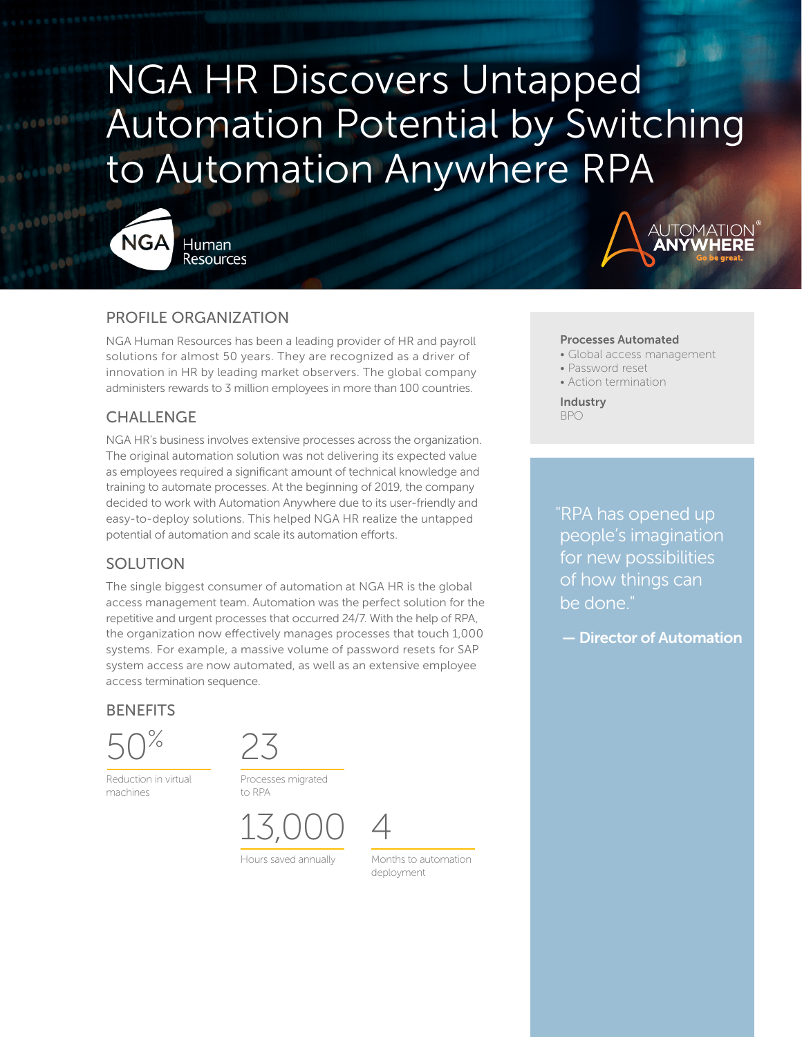# NGA HR Discovers Untapped Automation Potential by Switching to Automation Anywhere RPA

## PROFILE ORGANIZATION

NGA Human Resources has been a leading provider of HR and payroll solutions for almost 50 years. They are recognized as a driver of innovation in HR by leading market observers. The global company administers rewards to 3 million employees in more than 100 countries.

## CHALLENGE

NGA HR's business involves extensive processes across the organization. The original automation solution was not delivering its expected value as employees required a significant amount of technical knowledge and training to automate processes. At the beginning of 2019, the company decided to work with Automation Anywhere due to its user-friendly and easy-to-deploy solutions. This helped NGA HR realize the untapped potential of automation and scale its automation efforts.

## SOLUTION

The single biggest consumer of automation at NGA HR is the global access management team. Automation was the perfect solution for the repetitive and urgent processes that occurred 24/7. With the help of RPA, the organization now effectively manages processes that touch 1,000 systems. For example, a massive volume of password resets for SAP system access are now automated, as well as an extensive employee access termination sequence.

## BENEFITS

**50%** Reduction in virtual machines

**23** Processes migrated to RPA

**13,000** Hours saved annually

**4** Months to automation deployment

**Processes Automated**
- Global access management
- Password reset
- Action termination

**Industry**
BPO

> "RPA has opened up people's imagination for new possibilities of how things can be done."
>
> **— Director of Automation**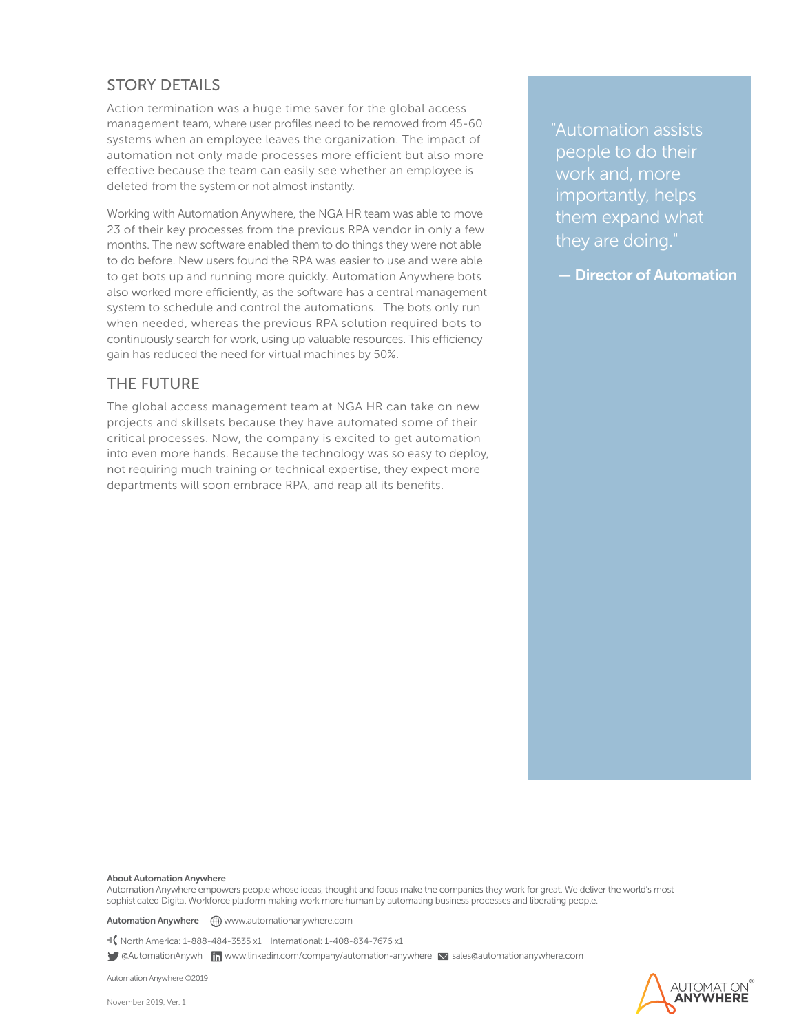## STORY DETAILS

Action termination was a huge time saver for the global access management team, where user profiles need to be removed from 45-60 systems when an employee leaves the organization. The impact of automation not only made processes more efficient but also more effective because the team can easily see whether an employee is deleted from the system or not almost instantly.

Working with Automation Anywhere, the NGA HR team was able to move 23 of their key processes from the previous RPA vendor in only a few months. The new software enabled them to do things they were not able to do before. New users found the RPA was easier to use and were able to get bots up and running more quickly. Automation Anywhere bots also worked more efficiently, as the software has a central management system to schedule and control the automations. The bots only run when needed, whereas the previous RPA solution required bots to continuously search for work, using up valuable resources. This efficiency gain has reduced the need for virtual machines by 50%.

## THE FUTURE

The global access management team at NGA HR can take on new projects and skillsets because they have automated some of their critical processes. Now, the company is excited to get automation into even more hands. Because the technology was so easy to deploy, not requiring much training or technical expertise, they expect more departments will soon embrace RPA, and reap all its benefits.

> "Automation assists people to do their work and, more importantly, helps them expand what they are doing."
>
> **— Director of Automation**

**About Automation Anywhere**
Automation Anywhere empowers people whose ideas, thought and focus make the companies they work for great. We deliver the world's most sophisticated Digital Workforce platform making work more human by automating business processes and liberating people.

**Automation Anywhere** www.automationanywhere.com

North America: 1-888-484-3535 x1 | International: 1-408-834-7676 x1

@AutomationAnywh www.linkedin.com/company/automation-anywhere sales@automationanywhere.com

Automation Anywhere ©2019

November 2019, Ver. 1